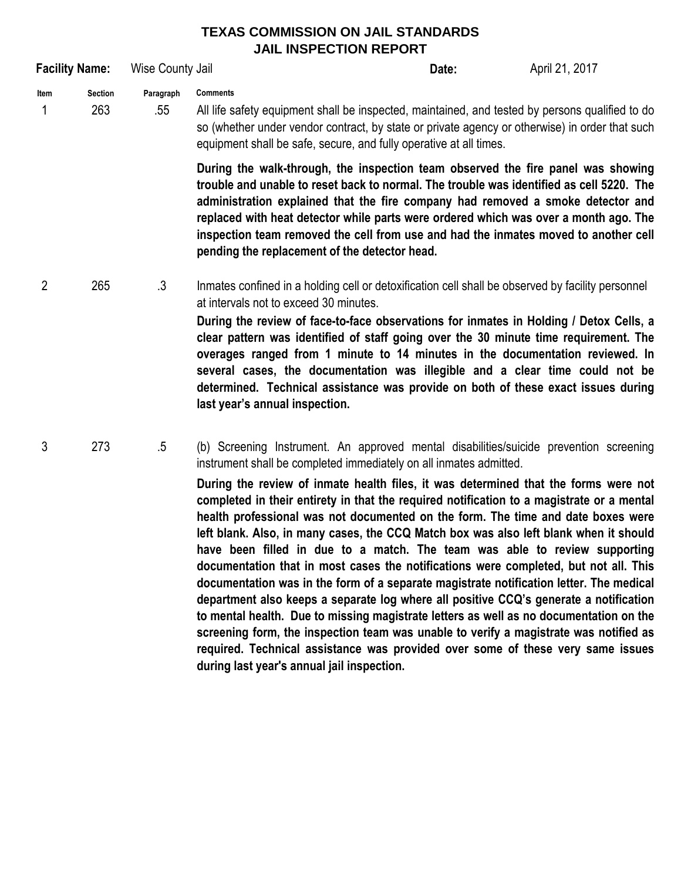# TEXAS COMMISSION ON JAIL STANDARDS
## JAIL INSPECTION REPORT

**Facility Name:** Wise County Jail **Date:** April 21, 2017

| Item | Section | Paragraph | Comments |
|---|---|---|---|
| 1 | 263 | .55 | All life safety equipment shall be inspected, maintained, and tested by persons qualified to do so (whether under vendor contract, by state or private agency or otherwise) in order that such equipment shall be safe, secure, and fully operative at all times.<br><br>**During the walk-through, the inspection team observed the fire panel was showing trouble and unable to reset back to normal. The trouble was identified as cell 5220. The administration explained that the fire company had removed a smoke detector and replaced with heat detector while parts were ordered which was over a month ago. The inspection team removed the cell from use and had the inmates moved to another cell pending the replacement of the detector head.** |
| 2 | 265 | .3 | Inmates confined in a holding cell or detoxification cell shall be observed by facility personnel at intervals not to exceed 30 minutes.<br><br>**During the review of face-to-face observations for inmates in Holding / Detox Cells, a clear pattern was identified of staff going over the 30 minute time requirement. The overages ranged from 1 minute to 14 minutes in the documentation reviewed. In several cases, the documentation was illegible and a clear time could not be determined. Technical assistance was provide on both of these exact issues during last year's annual inspection.** |
| 3 | 273 | .5 | (b) Screening Instrument. An approved mental disabilities/suicide prevention screening instrument shall be completed immediately on all inmates admitted.<br><br>**During the review of inmate health files, it was determined that the forms were not completed in their entirety in that the required notification to a magistrate or a mental health professional was not documented on the form. The time and date boxes were left blank. Also, in many cases, the CCQ Match box was also left blank when it should have been filled in due to a match. The team was able to review supporting documentation that in most cases the notifications were completed, but not all. This documentation was in the form of a separate magistrate notification letter. The medical department also keeps a separate log where all positive CCQ's generate a notification to mental health. Due to missing magistrate letters as well as no documentation on the screening form, the inspection team was unable to verify a magistrate was notified as required. Technical assistance was provided over some of these very same issues during last year's annual jail inspection.** |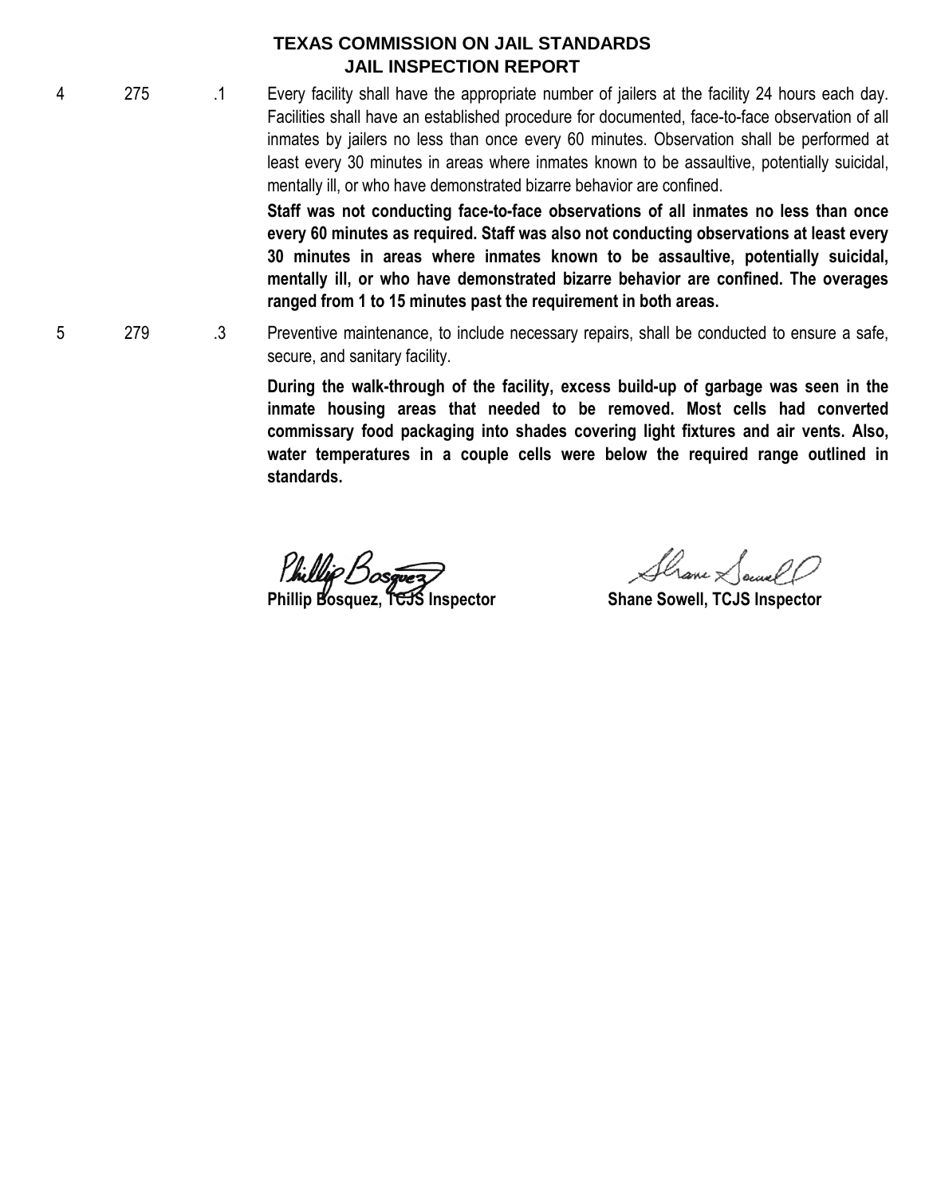# TEXAS COMMISSION ON JAIL STANDARDS
## JAIL INSPECTION REPORT

| | | | |
|---|---|---|---|
| 4 | 275 | .1 | Every facility shall have the appropriate number of jailers at the facility 24 hours each day. Facilities shall have an established procedure for documented, face-to-face observation of all inmates by jailers no less than once every 60 minutes. Observation shall be performed at least every 30 minutes in areas where inmates known to be assaultive, potentially suicidal, mentally ill, or who have demonstrated bizarre behavior are confined.<br><br>**Staff was not conducting face-to-face observations of all inmates no less than once every 60 minutes as required. Staff was also not conducting observations at least every 30 minutes in areas where inmates known to be assaultive, potentially suicidal, mentally ill, or who have demonstrated bizarre behavior are confined. The overages ranged from 1 to 15 minutes past the requirement in both areas.** |
| 5 | 279 | .3 | Preventive maintenance, to include necessary repairs, shall be conducted to ensure a safe, secure, and sanitary facility.<br><br>**During the walk-through of the facility, excess build-up of garbage was seen in the inmate housing areas that needed to be removed. Most cells had converted commissary food packaging into shades covering light fixtures and air vents. Also, water temperatures in a couple cells were below the required range outlined in standards.** |

**Phillip Bosquez, TCJS Inspector**

**Shane Sowell, TCJS Inspector**